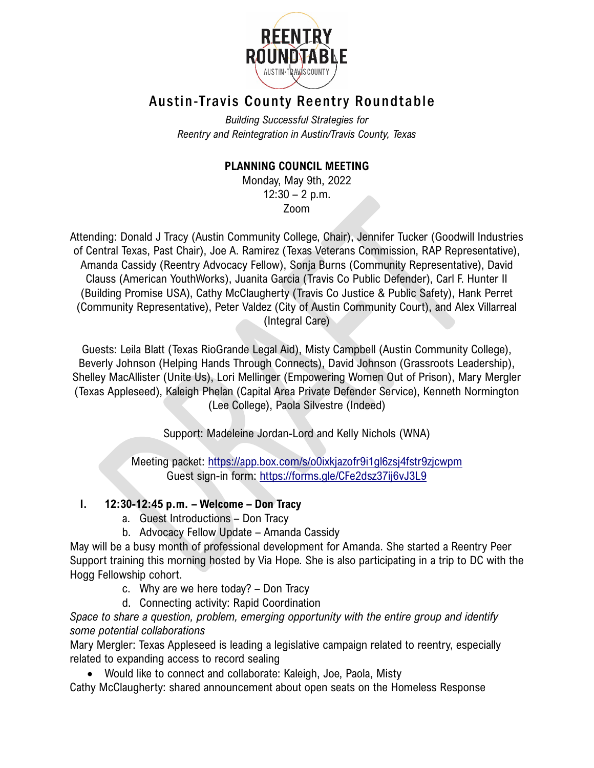# Austin-Travis County Reentry Roundtable

*Building Successful Strategies for Reentry and Reintegration in Austin/Travis County, Texas*

**PLANNING COUNCIL MEETING**

Monday, May 9th, 2022
12:30 – 2 p.m.
Zoom

Attending: Donald J Tracy (Austin Community College, Chair), Jennifer Tucker (Goodwill Industries of Central Texas, Past Chair), Joe A. Ramirez (Texas Veterans Commission, RAP Representative), Amanda Cassidy (Reentry Advocacy Fellow), Sonja Burns (Community Representative), David Clauss (American YouthWorks), Juanita Garcia (Travis Co Public Defender), Carl F. Hunter II (Building Promise USA), Cathy McClaugherty (Travis Co Justice & Public Safety), Hank Perret (Community Representative), Peter Valdez (City of Austin Community Court), and Alex Villarreal (Integral Care)

Guests: Leila Blatt (Texas RioGrande Legal Aid), Misty Campbell (Austin Community College), Beverly Johnson (Helping Hands Through Connects), David Johnson (Grassroots Leadership), Shelley MacAllister (Unite Us), Lori Mellinger (Empowering Women Out of Prison), Mary Mergler (Texas Appleseed), Kaleigh Phelan (Capital Area Private Defender Service), Kenneth Normington (Lee College), Paola Silvestre (Indeed)

Support: Madeleine Jordan-Lord and Kelly Nichols (WNA)

Meeting packet: https://app.box.com/s/o0ixkjazofr9i1gl6zsj4fstr9zjcwpm
Guest sign-in form: https://forms.gle/CFe2dsz37ij6vJ3L9

## I. 12:30-12:45 p.m. – Welcome – Don Tracy

a. Guest Introductions – Don Tracy
b. Advocacy Fellow Update – Amanda Cassidy

May will be a busy month of professional development for Amanda. She started a Reentry Peer Support training this morning hosted by Via Hope. She is also participating in a trip to DC with the Hogg Fellowship cohort.

c. Why are we here today? – Don Tracy
d. Connecting activity: Rapid Coordination

*Space to share a question, problem, emerging opportunity with the entire group and identify some potential collaborations*

Mary Mergler: Texas Appleseed is leading a legislative campaign related to reentry, especially related to expanding access to record sealing

- Would like to connect and collaborate: Kaleigh, Joe, Paola, Misty

Cathy McClaugherty: shared announcement about open seats on the Homeless Response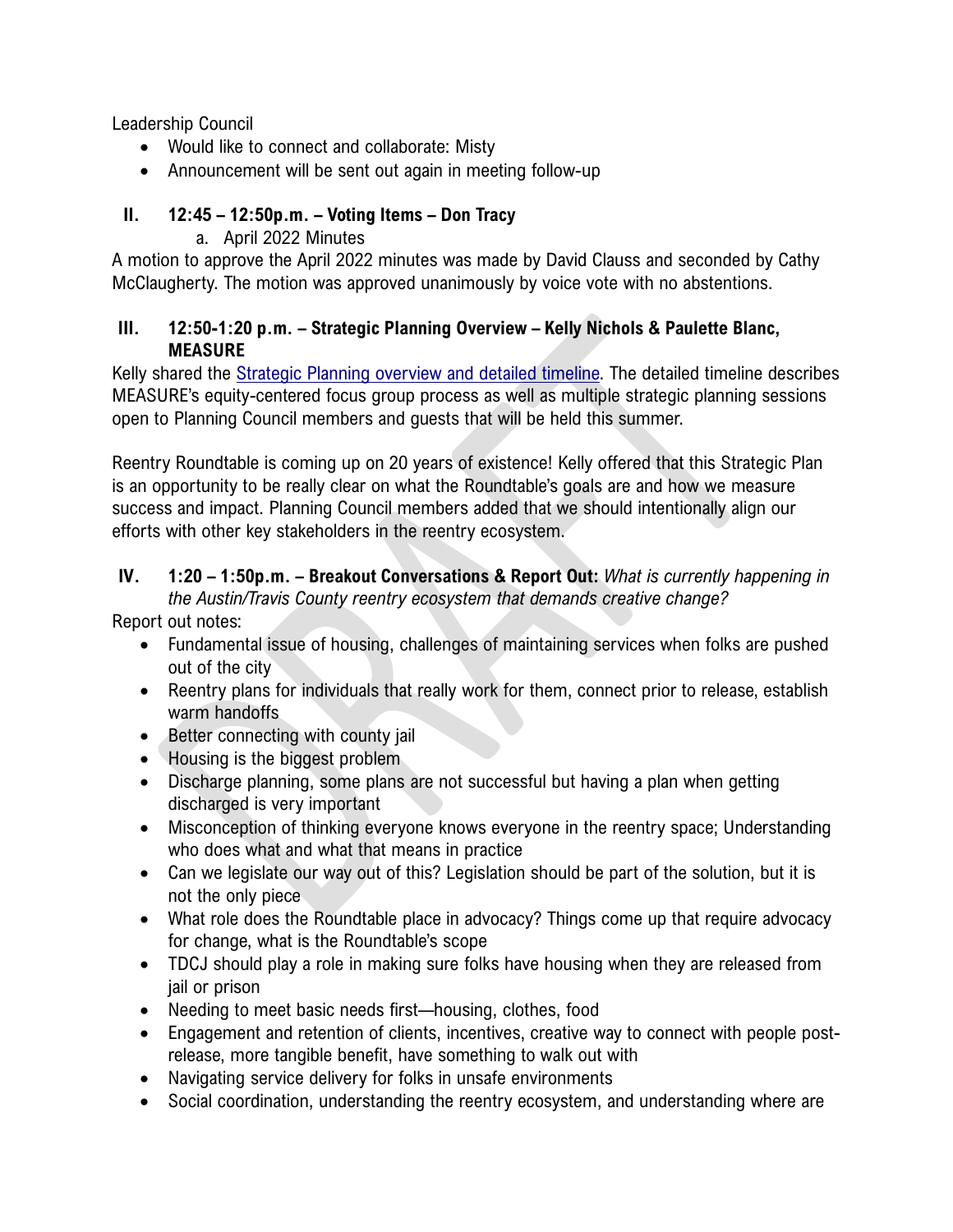Leadership Council

- Would like to connect and collaborate: Misty
- Announcement will be sent out again in meeting follow-up

## II. 12:45 – 12:50p.m. – Voting Items – Don Tracy

a. April 2022 Minutes

A motion to approve the April 2022 minutes was made by David Clauss and seconded by Cathy McClaugherty. The motion was approved unanimously by voice vote with no abstentions.

## III. 12:50-1:20 p.m. – Strategic Planning Overview – Kelly Nichols & Paulette Blanc, MEASURE

Kelly shared the Strategic Planning overview and detailed timeline. The detailed timeline describes MEASURE's equity-centered focus group process as well as multiple strategic planning sessions open to Planning Council members and guests that will be held this summer.

Reentry Roundtable is coming up on 20 years of existence! Kelly offered that this Strategic Plan is an opportunity to be really clear on what the Roundtable's goals are and how we measure success and impact. Planning Council members added that we should intentionally align our efforts with other key stakeholders in the reentry ecosystem.

## IV. 1:20 – 1:50p.m. – Breakout Conversations & Report Out: *What is currently happening in the Austin/Travis County reentry ecosystem that demands creative change?*

Report out notes:

- Fundamental issue of housing, challenges of maintaining services when folks are pushed out of the city
- Reentry plans for individuals that really work for them, connect prior to release, establish warm handoffs
- Better connecting with county jail
- Housing is the biggest problem
- Discharge planning, some plans are not successful but having a plan when getting discharged is very important
- Misconception of thinking everyone knows everyone in the reentry space; Understanding who does what and what that means in practice
- Can we legislate our way out of this? Legislation should be part of the solution, but it is not the only piece
- What role does the Roundtable place in advocacy? Things come up that require advocacy for change, what is the Roundtable's scope
- TDCJ should play a role in making sure folks have housing when they are released from jail or prison
- Needing to meet basic needs first—housing, clothes, food
- Engagement and retention of clients, incentives, creative way to connect with people post-release, more tangible benefit, have something to walk out with
- Navigating service delivery for folks in unsafe environments
- Social coordination, understanding the reentry ecosystem, and understanding where are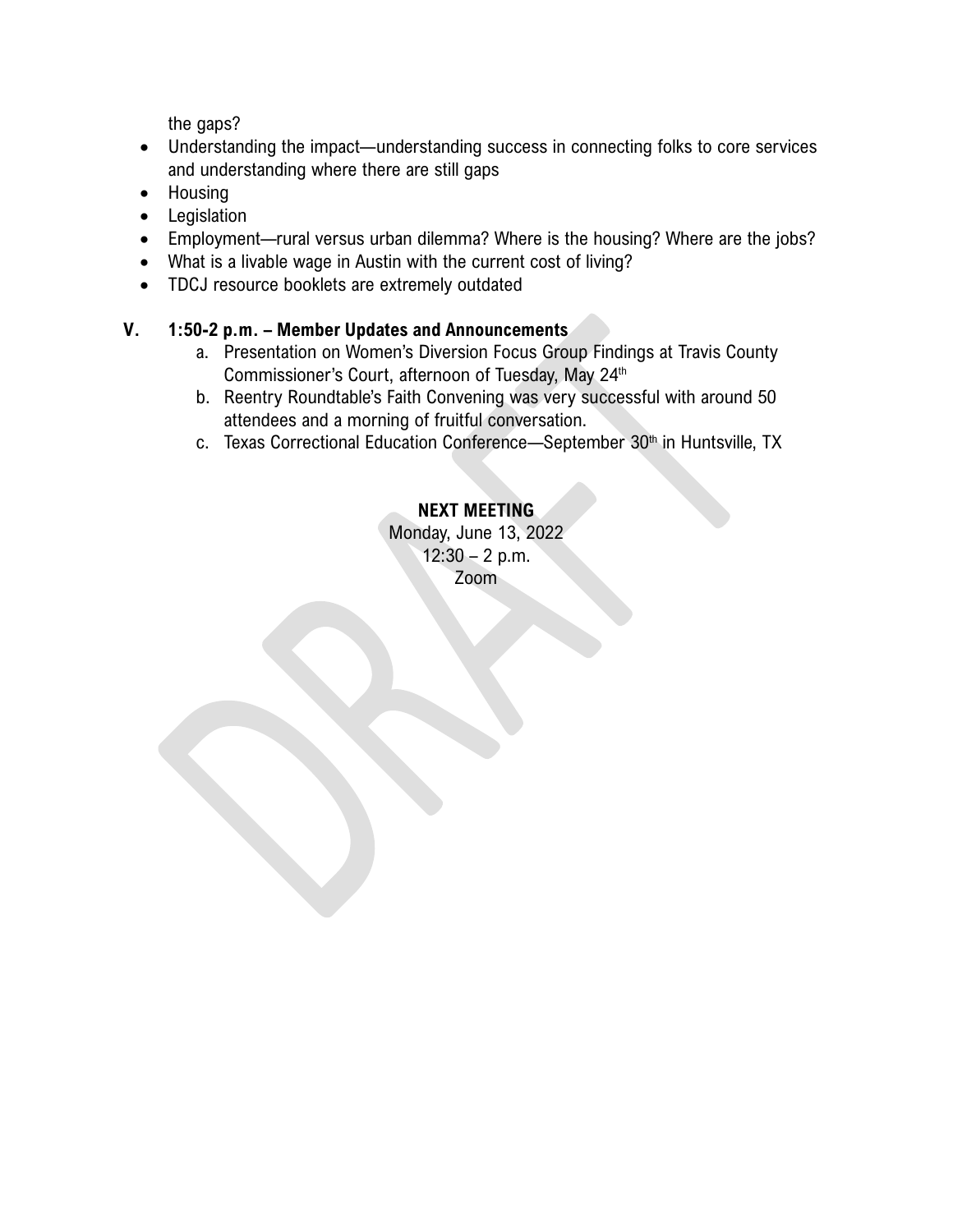the gaps?

- Understanding the impact—understanding success in connecting folks to core services and understanding where there are still gaps
- Housing
- Legislation
- Employment—rural versus urban dilemma? Where is the housing? Where are the jobs?
- What is a livable wage in Austin with the current cost of living?
- TDCJ resource booklets are extremely outdated

**V. 1:50-2 p.m. – Member Updates and Announcements**

a. Presentation on Women's Diversion Focus Group Findings at Travis County Commissioner's Court, afternoon of Tuesday, May 24th

b. Reentry Roundtable's Faith Convening was very successful with around 50 attendees and a morning of fruitful conversation.

c. Texas Correctional Education Conference—September 30th in Huntsville, TX

**NEXT MEETING**

Monday, June 13, 2022

12:30 – 2 p.m.

Zoom

DRAFT